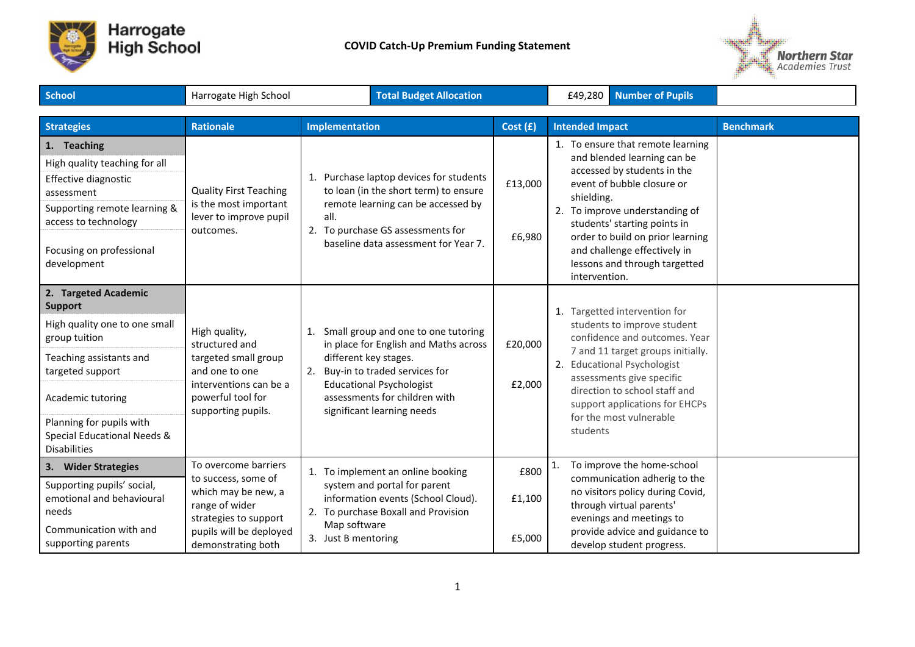Harrogate High School

# COVID Catch-Up Premium Funding Statement

Northern Star Academies Trust

| School | Harrogate High School | Total Budget Allocation | £49,280 | Number of Pupils | |
|---|---|---|---|---|---|

| Strategies | Rationale | Implementation | Cost (£) | Intended Impact | Benchmark |
|---|---|---|---|---|---|
| **1. Teaching**<br>High quality teaching for all<br>Effective diagnostic assessment<br>Supporting remote learning & access to technology<br>Focusing on professional development | Quality First Teaching is the most important lever to improve pupil outcomes. | 1. Purchase laptop devices for students to loan (in the short term) to ensure remote learning can be accessed by all.<br>2. To purchase GS assessments for baseline data assessment for Year 7. | £13,000<br><br>£6,980 | 1. To ensure that remote learning and blended learning can be accessed by students in the event of bubble closure or shielding.<br>2. To improve understanding of students' starting points in order to build on prior learning and challenge effectively in lessons and through targetted intervention. | |
| **2. Targeted Academic Support**<br>High quality one to one small group tuition<br>Teaching assistants and targeted support<br>Academic tutoring<br>Planning for pupils with Special Educational Needs & Disabilities | High quality, structured and targeted small group and one to one interventions can be a powerful tool for supporting pupils. | 1. Small group and one to one tutoring in place for English and Maths across different key stages.<br>2. Buy-in to traded services for Educational Psychologist assessments for children with significant learning needs | £20,000<br><br>£2,000 | 1. Targetted intervention for students to improve student confidence and outcomes. Year 7 and 11 target groups initially.<br>2. Educational Psychologist assessments give specific direction to school staff and support applications for EHCPs for the most vulnerable students | |
| **3. Wider Strategies**<br>Supporting pupils' social, emotional and behavioural needs<br>Communication with and supporting parents | To overcome barriers to success, some of which may be new, a range of wider strategies to support pupils will be deployed demonstrating both | 1. To implement an online booking system and portal for parent information events (School Cloud).<br>2. To purchase Boxall and Provision Map software<br>3. Just B mentoring | £800<br><br>£1,100<br><br>£5,000 | 1. To improve the home-school communication adherig to the no visitors policy during Covid, through virtual parents' evenings and meetings to provide advice and guidance to develop student progress. | |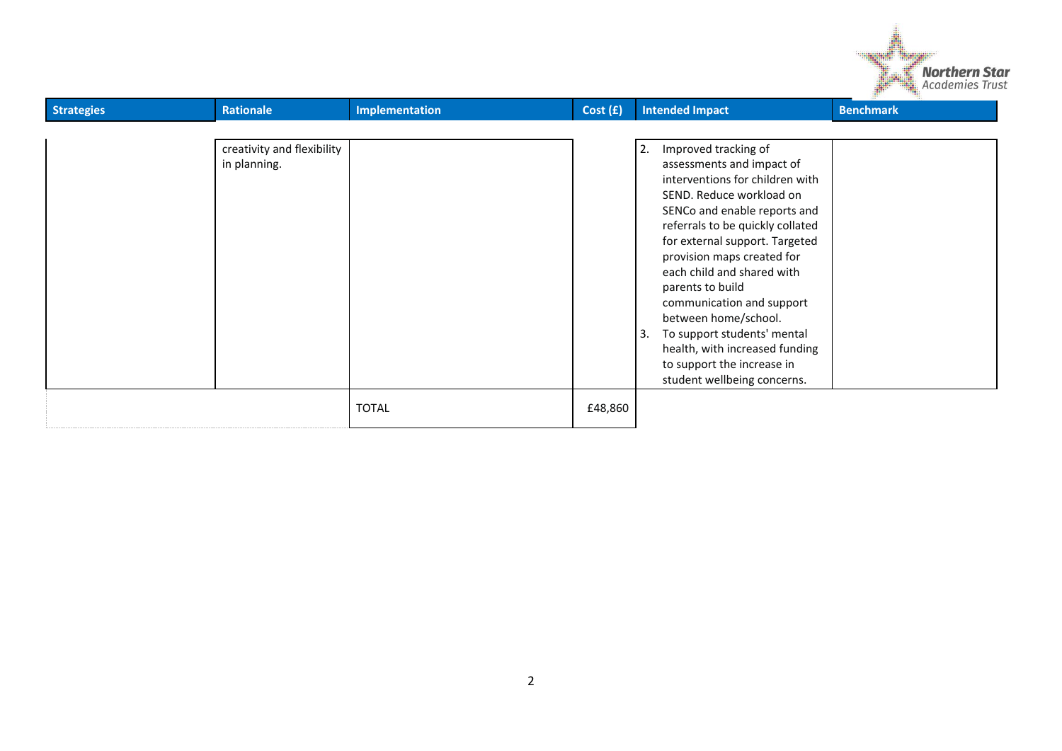| Strategies | Rationale | Implementation | Cost (£) | Intended Impact | Benchmark |
|---|---|---|---|---|---|
| | creativity and flexibility in planning. | | | 2. Improved tracking of assessments and impact of interventions for children with SEND. Reduce workload on SENCo and enable reports and referrals to be quickly collated for external support. Targeted provision maps created for each child and shared with parents to build communication and support between home/school.<br>3. To support students' mental health, with increased funding to support the increase in student wellbeing concerns. | |
| | | TOTAL | £48,860 | | |